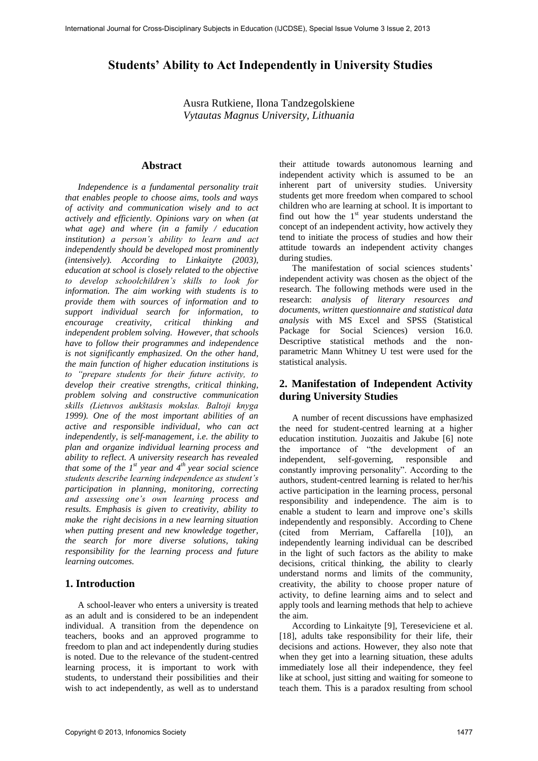# Students' Ability to Act Independently in University Studies

Ausra Rutkiene, Ilona Tandzegolskiene
*Vytautas Magnus University, Lithuania*

## Abstract

*Independence is a fundamental personality trait that enables people to choose aims, tools and ways of activity and communication wisely and to act actively and efficiently. Opinions vary on when (at what age) and where (in a family / education institution) a person's ability to learn and act independently should be developed most prominently (intensively). According to Linkaityte (2003), education at school is closely related to the objective to develop schoolchildren's skills to look for information. The aim working with students is to provide them with sources of information and to support individual search for information, to encourage creativity, critical thinking and independent problem solving. However, that schools have to follow their programmes and independence is not significantly emphasized. On the other hand, the main function of higher education institutions is to "prepare students for their future activity, to develop their creative strengths, critical thinking, problem solving and constructive communication skills (Lietuvos aukštasis mokslas. Baltoji knyga 1999). One of the most important abilities of an active and responsible individual, who can act independently, is self-management, i.e. the ability to plan and organize individual learning process and ability to reflect. A university research has revealed that some of the 1st year and 4th year social science students describe learning independence as student's participation in planning, monitoring, correcting and assessing one's own learning process and results. Emphasis is given to creativity, ability to make the right decisions in a new learning situation when putting present and new knowledge together, the search for more diverse solutions, taking responsibility for the learning process and future learning outcomes.*

## 1. Introduction

A school-leaver who enters a university is treated as an adult and is considered to be an independent individual. A transition from the dependence on teachers, books and an approved programme to freedom to plan and act independently during studies is noted. Due to the relevance of the student-centred learning process, it is important to work with students, to understand their possibilities and their wish to act independently, as well as to understand their attitude towards autonomous learning and independent activity which is assumed to be an inherent part of university studies. University students get more freedom when compared to school children who are learning at school. It is important to find out how the 1st year students understand the concept of an independent activity, how actively they tend to initiate the process of studies and how their attitude towards an independent activity changes during studies.

The manifestation of social sciences students' independent activity was chosen as the object of the research. The following methods were used in the research: *analysis of literary resources and documents, written questionnaire and statistical data analysis* with MS Excel and SPSS (Statistical Package for Social Sciences) version 16.0. Descriptive statistical methods and the non-parametric Mann Whitney U test were used for the statistical analysis.

## 2. Manifestation of Independent Activity during University Studies

A number of recent discussions have emphasized the need for student-centred learning at a higher education institution. Juozaitis and Jakube [6] note the importance of "the development of an independent, self-governing, responsible and constantly improving personality". According to the authors, student-centred learning is related to her/his active participation in the learning process, personal responsibility and independence. The aim is to enable a student to learn and improve one's skills independently and responsibly. According to Chene (cited from Merriam, Caffarella [10]), an independently learning individual can be described in the light of such factors as the ability to make decisions, critical thinking, the ability to clearly understand norms and limits of the community, creativity, the ability to choose proper nature of activity, to define learning aims and to select and apply tools and learning methods that help to achieve the aim.

According to Linkaityte [9], Tereseviciene et al. [18], adults take responsibility for their life, their decisions and actions. However, they also note that when they get into a learning situation, these adults immediately lose all their independence, they feel like at school, just sitting and waiting for someone to teach them. This is a paradox resulting from school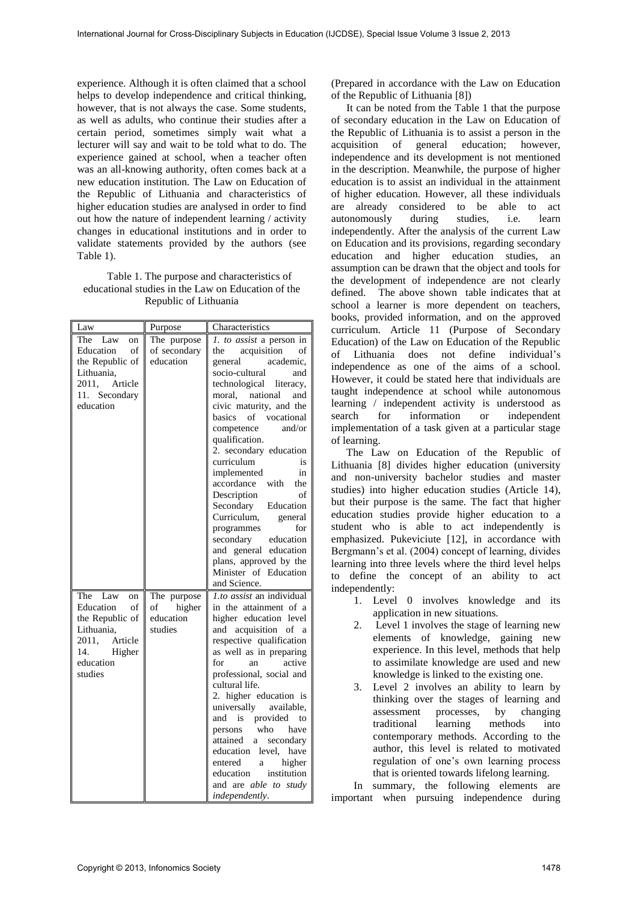experience. Although it is often claimed that a school helps to develop independence and critical thinking, however, that is not always the case. Some students, as well as adults, who continue their studies after a certain period, sometimes simply wait what a lecturer will say and wait to be told what to do. The experience gained at school, when a teacher often was an all-knowing authority, often comes back at a new education institution. The Law on Education of the Republic of Lithuania and characteristics of higher education studies are analysed in order to find out how the nature of independent learning / activity changes in educational institutions and in order to validate statements provided by the authors (see Table 1).

Table 1. The purpose and characteristics of educational studies in the Law on Education of the Republic of Lithuania

| Law | Purpose | Characteristics |
|---|---|---|
| The Law on Education of the Republic of Lithuania, 2011, Article 11. Secondary education | The purpose of secondary education | 1. *to assist* a person in the acquisition of general academic, socio-cultural and technological literacy, moral, national and civic maturity, and the basics of vocational competence and/or qualification. 2. secondary education curriculum is implemented in accordance with the Description of Secondary Education Curriculum, general programmes for secondary education and general education plans, approved by the Minister of Education and Science. |
| The Law on Education of the Republic of Lithuania, 2011, Article 14. Higher education studies | The purpose of higher education studies | 1.*to assist* an individual in the attainment of a higher education level and acquisition of a respective qualification as well as in preparing for an active professional, social and cultural life. 2. higher education is universally available, and is provided to persons who have attained a secondary education level, have entered a higher education institution and are *able to study independently*. |

(Prepared in accordance with the Law on Education of the Republic of Lithuania [8])

It can be noted from the Table 1 that the purpose of secondary education in the Law on Education of the Republic of Lithuania is to assist a person in the acquisition of general education; however, independence and its development is not mentioned in the description. Meanwhile, the purpose of higher education is to assist an individual in the attainment of higher education. However, all these individuals are already considered to be able to act autonomously during studies, i.e. learn independently. After the analysis of the current Law on Education and its provisions, regarding secondary education and higher education studies, an assumption can be drawn that the object and tools for the development of independence are not clearly defined. The above shown table indicates that at school a learner is more dependent on teachers, books, provided information, and on the approved curriculum. Article 11 (Purpose of Secondary Education) of the Law on Education of the Republic of Lithuania does not define individual's independence as one of the aims of a school. However, it could be stated here that individuals are taught independence at school while autonomous learning / independent activity is understood as search for information or independent implementation of a task given at a particular stage of learning.

The Law on Education of the Republic of Lithuania [8] divides higher education (university and non-university bachelor studies and master studies) into higher education studies (Article 14), but their purpose is the same. The fact that higher education studies provide higher education to a student who is able to act independently is emphasized. Pukeviciute [12], in accordance with Bergmann's et al. (2004) concept of learning, divides learning into three levels where the third level helps to define the concept of an ability to act independently:

1. Level 0 involves knowledge and its application in new situations.
2. Level 1 involves the stage of learning new elements of knowledge, gaining new experience. In this level, methods that help to assimilate knowledge are used and new knowledge is linked to the existing one.
3. Level 2 involves an ability to learn by thinking over the stages of learning and assessment processes, by changing traditional learning methods into contemporary methods. According to the author, this level is related to motivated regulation of one's own learning process that is oriented towards lifelong learning.

In summary, the following elements are important when pursuing independence during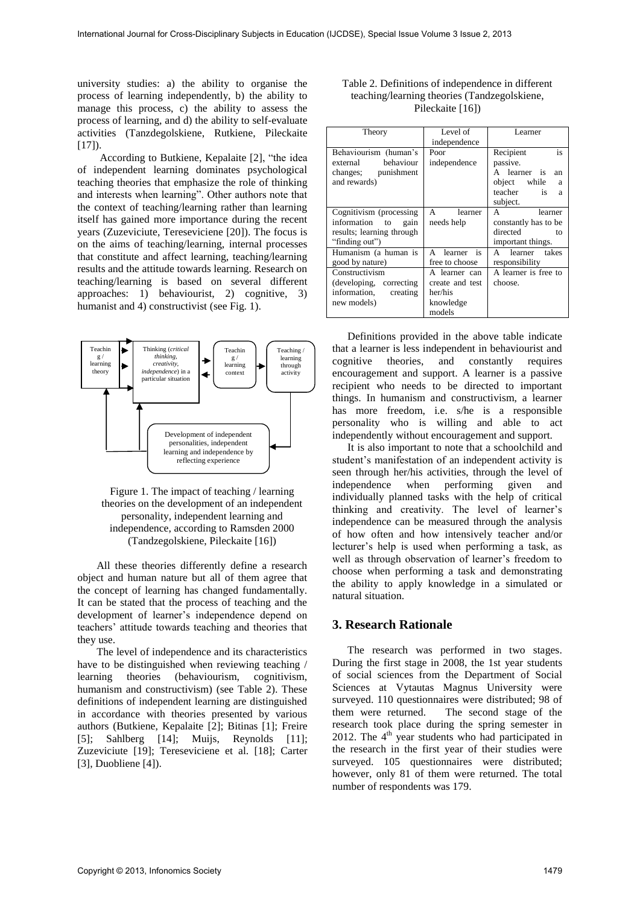university studies: a) the ability to organise the process of learning independently, b) the ability to manage this process, c) the ability to assess the process of learning, and d) the ability to self-evaluate activities (Tanzdegolskiene, Rutkiene, Pileckaite [17]).

According to Butkiene, Kepalaite [2], "the idea of independent learning dominates psychological teaching theories that emphasize the role of thinking and interests when learning". Other authors note that the context of teaching/learning rather than learning itself has gained more importance during the recent years (Zuzeviciute, Tereseviciene [20]). The focus is on the aims of teaching/learning, internal processes that constitute and affect learning, teaching/learning results and the attitude towards learning. Research on teaching/learning is based on several different approaches: 1) behaviourist, 2) cognitive, 3) humanist and 4) constructivist (see Fig. 1).

Teaching / learning theory → Thinking (*critical thinking, creativity, independence*) in a particular situation ⇄ Teaching / learning context → Teaching / learning through activity → Development of independent personalities, independent learning and independence by reflecting experience

Figure 1. The impact of teaching / learning theories on the development of an independent personality, independent learning and independence, according to Ramsden 2000 (Tandzegolskiene, Pileckaite [16])

All these theories differently define a research object and human nature but all of them agree that the concept of learning has changed fundamentally. It can be stated that the process of teaching and the development of learner's independence depend on teachers' attitude towards teaching and theories that they use.

The level of independence and its characteristics have to be distinguished when reviewing teaching / learning theories (behaviourism, cognitivism, humanism and constructivism) (see Table 2). These definitions of independent learning are distinguished in accordance with theories presented by various authors (Butkiene, Kepalaite [2]; Bitinas [1]; Freire [5]; Sahlberg [14]; Muijs, Reynolds [11]; Zuzeviciute [19]; Tereseviciene et al. [18]; Carter [3], Duobliene [4]).

Table 2. Definitions of independence in different teaching/learning theories (Tandzegolskiene, Pileckaite [16])

| Theory | Level of independence | Learner |
|---|---|---|
| Behaviourism (human's external behaviour changes; punishment and rewards) | Poor independence | Recipient is passive. A learner is an object while a teacher is a subject. |
| Cognitivism (processing information to gain results; learning through "finding out") | A learner needs help | A learner constantly has to be directed to important things. |
| Humanism (a human is good by nature) | A learner is free to choose | A learner takes responsibility |
| Constructivism (developing, correcting information, creating new models) | A learner can create and test her/his knowledge models | A learner is free to choose. |

Definitions provided in the above table indicate that a learner is less independent in behaviourist and cognitive theories, and constantly requires encouragement and support. A learner is a passive recipient who needs to be directed to important things. In humanism and constructivism, a learner has more freedom, i.e. s/he is a responsible personality who is willing and able to act independently without encouragement and support.

It is also important to note that a schoolchild and student's manifestation of an independent activity is seen through her/his activities, through the level of independence when performing given and individually planned tasks with the help of critical thinking and creativity. The level of learner's independence can be measured through the analysis of how often and how intensively teacher and/or lecturer's help is used when performing a task, as well as through observation of learner's freedom to choose when performing a task and demonstrating the ability to apply knowledge in a simulated or natural situation.

## 3. Research Rationale

The research was performed in two stages. During the first stage in 2008, the 1st year students of social sciences from the Department of Social Sciences at Vytautas Magnus University were surveyed. 110 questionnaires were distributed; 98 of them were returned. The second stage of the research took place during the spring semester in 2012. The 4th year students who had participated in the research in the first year of their studies were surveyed. 105 questionnaires were distributed; however, only 81 of them were returned. The total number of respondents was 179.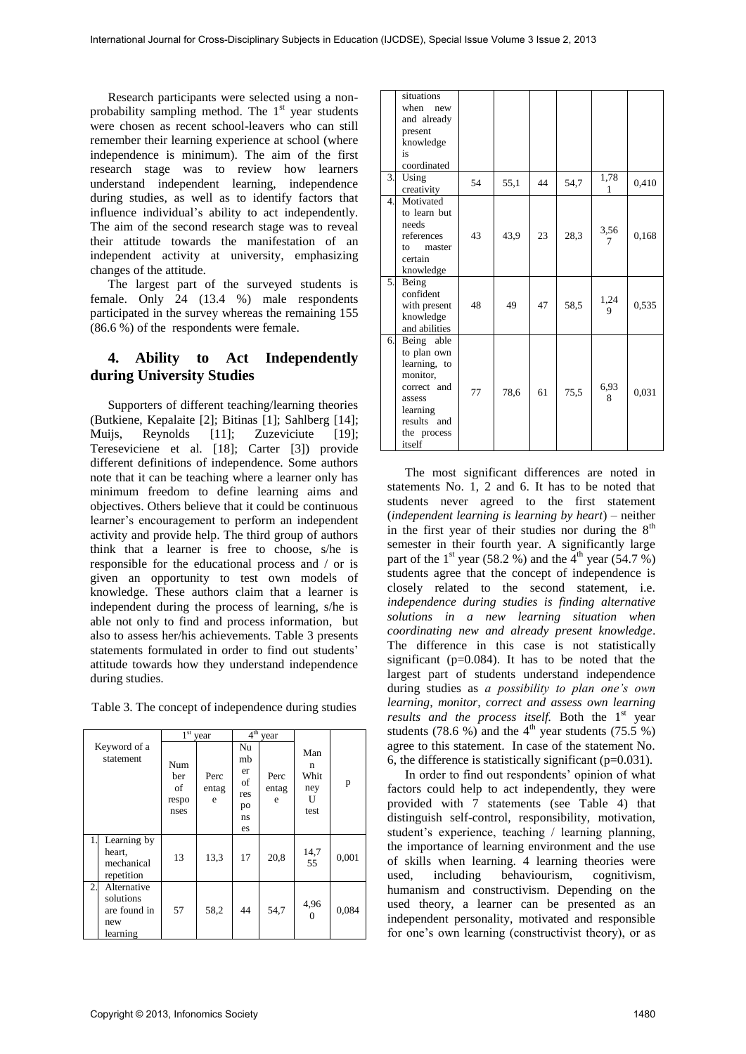Research participants were selected using a non-probability sampling method. The 1st year students were chosen as recent school-leavers who can still remember their learning experience at school (where independence is minimum). The aim of the first research stage was to review how learners understand independent learning, independence during studies, as well as to identify factors that influence individual's ability to act independently. The aim of the second research stage was to reveal their attitude towards the manifestation of an independent activity at university, emphasizing changes of the attitude.

The largest part of the surveyed students is female. Only 24 (13.4 %) male respondents participated in the survey whereas the remaining 155 (86.6 %) of the respondents were female.

## 4. Ability to Act Independently during University Studies

Supporters of different teaching/learning theories (Butkiene, Kepalaite [2]; Bitinas [1]; Sahlberg [14]; Muijs, Reynolds [11]; Zuzeviciute [19]; Tereseviciene et al. [18]; Carter [3]) provide different definitions of independence. Some authors note that it can be teaching where a learner only has minimum freedom to define learning aims and objectives. Others believe that it could be continuous learner's encouragement to perform an independent activity and provide help. The third group of authors think that a learner is free to choose, s/he is responsible for the educational process and / or is given an opportunity to test own models of knowledge. These authors claim that a learner is independent during the process of learning, s/he is able not only to find and process information, but also to assess her/his achievements. Table 3 presents statements formulated in order to find out students' attitude towards how they understand independence during studies.

Table 3. The concept of independence during studies

| | Keyword of a statement | 1st year | | 4th year | | Mann Whitney U test | p |
|---|---|---|---|---|---|---|---|
| | | Number of responses | Percentage | Number of responses | Percentage | | |
| 1. | Learning by heart, mechanical repetition | 13 | 13,3 | 17 | 20,8 | 14,755 | 0,001 |
| 2. | Alternative solutions are found in new learning situations when new and already present knowledge is coordinated | 57 | 58,2 | 44 | 54,7 | 4,960 | 0,084 |
| 3. | Using creativity | 54 | 55,1 | 44 | 54,7 | 1,781 | 0,410 |
| 4. | Motivated to learn but needs references to master certain knowledge | 43 | 43,9 | 23 | 28,3 | 3,567 | 0,168 |
| 5. | Being confident with present knowledge and abilities | 48 | 49 | 47 | 58,5 | 1,249 | 0,535 |
| 6. | Being able to plan own learning, to monitor, correct and assess learning results and the process itself | 77 | 78,6 | 61 | 75,5 | 6,938 | 0,031 |

The most significant differences are noted in statements No. 1, 2 and 6. It has to be noted that students never agreed to the first statement (*independent learning is learning by heart*) – neither in the first year of their studies nor during the 8th semester in their fourth year. A significantly large part of the 1st year (58.2 %) and the 4th year (54.7 %) students agree that the concept of independence is closely related to the second statement, i.e. *independence during studies is finding alternative solutions in a new learning situation when coordinating new and already present knowledge*. The difference in this case is not statistically significant (p=0.084). It has to be noted that the largest part of students understand independence during studies as *a possibility to plan one's own learning, monitor, correct and assess own learning results and the process itself.* Both the 1st year students (78.6 %) and the 4th year students (75.5 %) agree to this statement. In case of the statement No. 6, the difference is statistically significant (p=0.031).

In order to find out respondents' opinion of what factors could help to act independently, they were provided with 7 statements (see Table 4) that distinguish self-control, responsibility, motivation, student's experience, teaching / learning planning, the importance of learning environment and the use of skills when learning. 4 learning theories were used, including behaviourism, cognitivism, humanism and constructivism. Depending on the used theory, a learner can be presented as an independent personality, motivated and responsible for one's own learning (constructivist theory), or as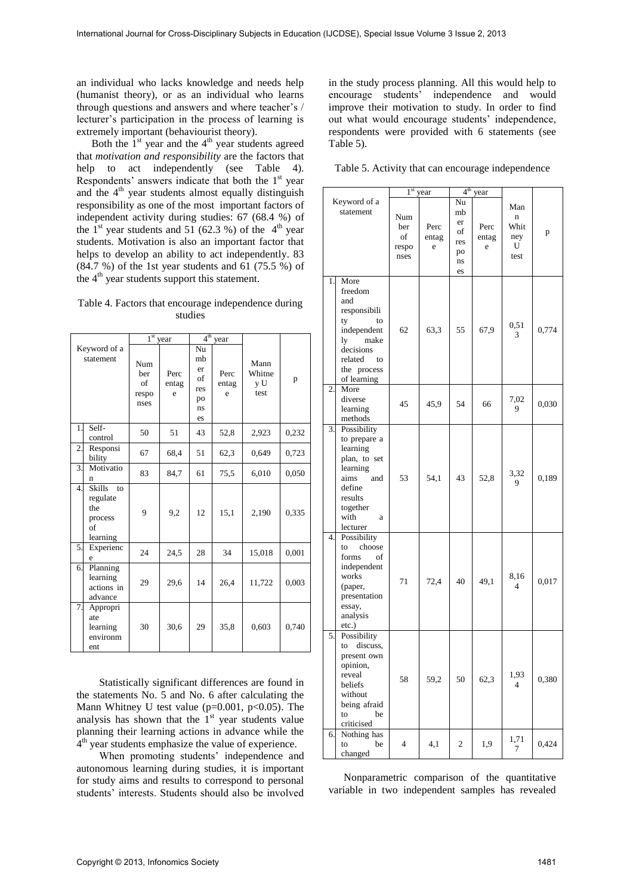an individual who lacks knowledge and needs help (humanist theory), or as an individual who learns through questions and answers and where teacher's / lecturer's participation in the process of learning is extremely important (behaviourist theory).

Both the 1st year and the 4th year students agreed that *motivation and responsibility* are the factors that help to act independently (see Table 4). Respondents' answers indicate that both the 1st year and the 4th year students almost equally distinguish responsibility as one of the most important factors of independent activity during studies: 67 (68.4 %) of the 1st year students and 51 (62.3 %) of the 4th year students. Motivation is also an important factor that helps to develop an ability to act independently. 83 (84.7 %) of the 1st year students and 61 (75.5 %) of the 4th year students support this statement.

Table 4. Factors that encourage independence during studies

| Keyword of a statement | 1st year | | 4th year | | Mann Whitney U test | p |
|---|---|---|---|---|---|---|
| | Number of responses | Percentage | Number of responses | Percentage | | |
| 1. Self-control | 50 | 51 | 43 | 52,8 | 2,923 | 0,232 |
| 2. Responsibility | 67 | 68,4 | 51 | 62,3 | 0,649 | 0,723 |
| 3. Motivation | 83 | 84,7 | 61 | 75,5 | 6,010 | 0,050 |
| 4. Skills to regulate the process of learning | 9 | 9,2 | 12 | 15,1 | 2,190 | 0,335 |
| 5. Experience | 24 | 24,5 | 28 | 34 | 15,018 | 0,001 |
| 6. Planning learning actions in advance | 29 | 29,6 | 14 | 26,4 | 11,722 | 0,003 |
| 7. Appropriate learning environment | 30 | 30,6 | 29 | 35,8 | 0,603 | 0,740 |

Statistically significant differences are found in the statements No. 5 and No. 6 after calculating the Mann Whitney U test value ($p=0.001$, $p<0.05$). The analysis has shown that the 1st year students value planning their learning actions in advance while the 4th year students emphasize the value of experience.

When promoting students' independence and autonomous learning during studies, it is important for study aims and results to correspond to personal students' interests. Students should also be involved in the study process planning. All this would help to encourage students' independence and would improve their motivation to study. In order to find out what would encourage students' independence, respondents were provided with 6 statements (see Table 5).

Table 5. Activity that can encourage independence

| Keyword of a statement | 1st year | | 4th year | | Mann Whitney U test | p |
|---|---|---|---|---|---|---|
| | Number of responses | Percentage | Number of responses | Percentage | | |
| 1. More freedom and responsibility to independently make decisions related to the process of learning | 62 | 63,3 | 55 | 67,9 | 0,513 | 0,774 |
| 2. More diverse learning methods | 45 | 45,9 | 54 | 66 | 7,029 | 0,030 |
| 3. Possibility to prepare a learning plan, to set learning aims and define results together with a lecturer | 53 | 54,1 | 43 | 52,8 | 3,329 | 0,189 |
| 4. Possibility to choose forms of independent works (paper, presentation essay, analysis etc.) | 71 | 72,4 | 40 | 49,1 | 8,164 | 0,017 |
| 5. Possibility to discuss, present own opinion, reveal beliefs without being afraid to be criticised | 58 | 59,2 | 50 | 62,3 | 1,934 | 0,380 |
| 6. Nothing has to be changed | 4 | 4,1 | 2 | 1,9 | 1,717 | 0,424 |

Nonparametric comparison of the quantitative variable in two independent samples has revealed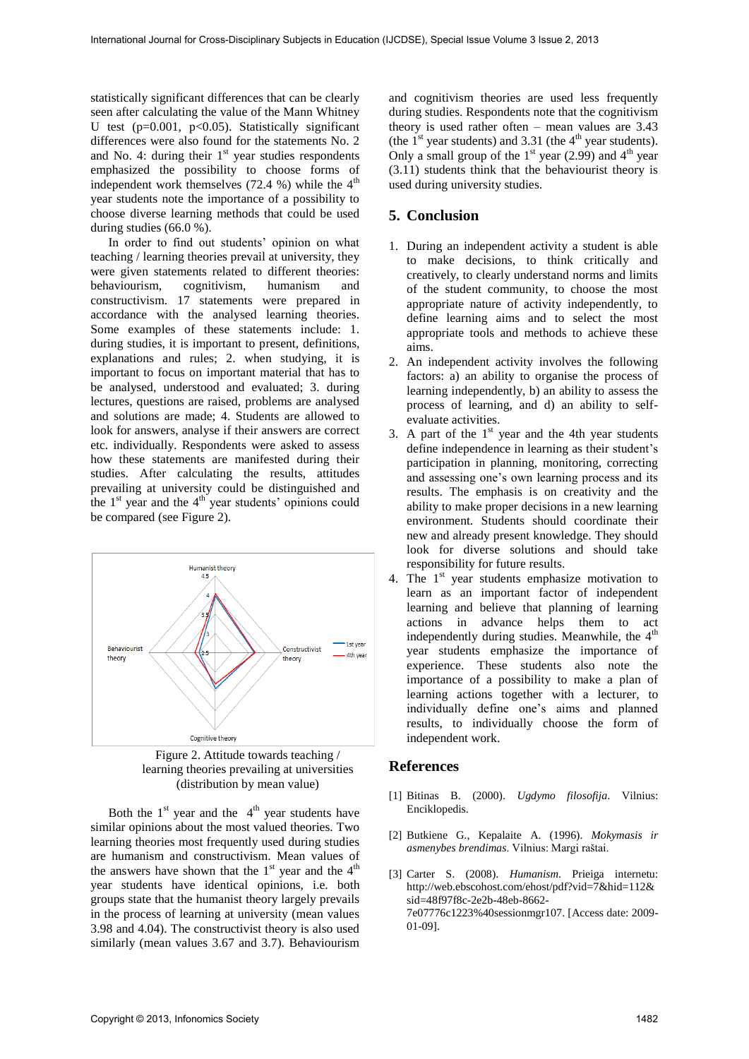statistically significant differences that can be clearly seen after calculating the value of the Mann Whitney U test ($p=0.001$, $p<0.05$). Statistically significant differences were also found for the statements No. 2 and No. 4: during their 1st year studies respondents emphasized the possibility to choose forms of independent work themselves (72.4 %) while the 4th year students note the importance of a possibility to choose diverse learning methods that could be used during studies (66.0 %).

In order to find out students' opinion on what teaching / learning theories prevail at university, they were given statements related to different theories: behaviourism, cognitivism, humanism and constructivism. 17 statements were prepared in accordance with the analysed learning theories. Some examples of these statements include: 1. during studies, it is important to present, definitions, explanations and rules; 2. when studying, it is important to focus on important material that has to be analysed, understood and evaluated; 3. during lectures, questions are raised, problems are analysed and solutions are made; 4. Students are allowed to look for answers, analyse if their answers are correct etc. individually. Respondents were asked to assess how these statements are manifested during their studies. After calculating the results, attitudes prevailing at university could be distinguished and the 1st year and the 4th year students' opinions could be compared (see Figure 2).

Figure 2. Attitude towards teaching / learning theories prevailing at universities (distribution by mean value)

Both the 1st year and the 4th year students have similar opinions about the most valued theories. Two learning theories most frequently used during studies are humanism and constructivism. Mean values of the answers have shown that the 1st year and the 4th year students have identical opinions, i.e. both groups state that the humanist theory largely prevails in the process of learning at university (mean values 3.98 and 4.04). The constructivist theory is also used similarly (mean values 3.67 and 3.7). Behaviourism and cognitivism theories are used less frequently during studies. Respondents note that the cognitivism theory is used rather often – mean values are 3.43 (the 1st year students) and 3.31 (the 4th year students). Only a small group of the 1st year (2.99) and 4th year (3.11) students think that the behaviourist theory is used during university studies.

## 5. Conclusion

1. During an independent activity a student is able to make decisions, to think critically and creatively, to clearly understand norms and limits of the student community, to choose the most appropriate nature of activity independently, to define learning aims and to select the most appropriate tools and methods to achieve these aims.
2. An independent activity involves the following factors: a) an ability to organise the process of learning independently, b) an ability to assess the process of learning, and d) an ability to self-evaluate activities.
3. A part of the 1st year and the 4th year students define independence in learning as their student's participation in planning, monitoring, correcting and assessing one's own learning process and its results. The emphasis is on creativity and the ability to make proper decisions in a new learning environment. Students should coordinate their new and already present knowledge. They should look for diverse solutions and should take responsibility for future results.
4. The 1st year students emphasize motivation to learn as an important factor of independent learning and believe that planning of learning actions in advance helps them to act independently during studies. Meanwhile, the 4th year students emphasize the importance of experience. These students also note the importance of a possibility to make a plan of learning actions together with a lecturer, to individually define one's aims and planned results, to individually choose the form of independent work.

## References

[1] Bitinas B. (2000). *Ugdymo filosofija*. Vilnius: Enciklopedis.

[2] Butkiene G., Kepalaite A. (1996). *Mokymasis ir asmenybes brendimas*. Vilnius: Margi raštai.

[3] Carter S. (2008). *Humanism*. Prieiga internetu: http://web.ebscohost.com/ehost/pdf?vid=7&hid=112&sid=48f97f8c-2e2b-48eb-8662-7e07776c1223%40sessionmgr107. [Access date: 2009-01-09].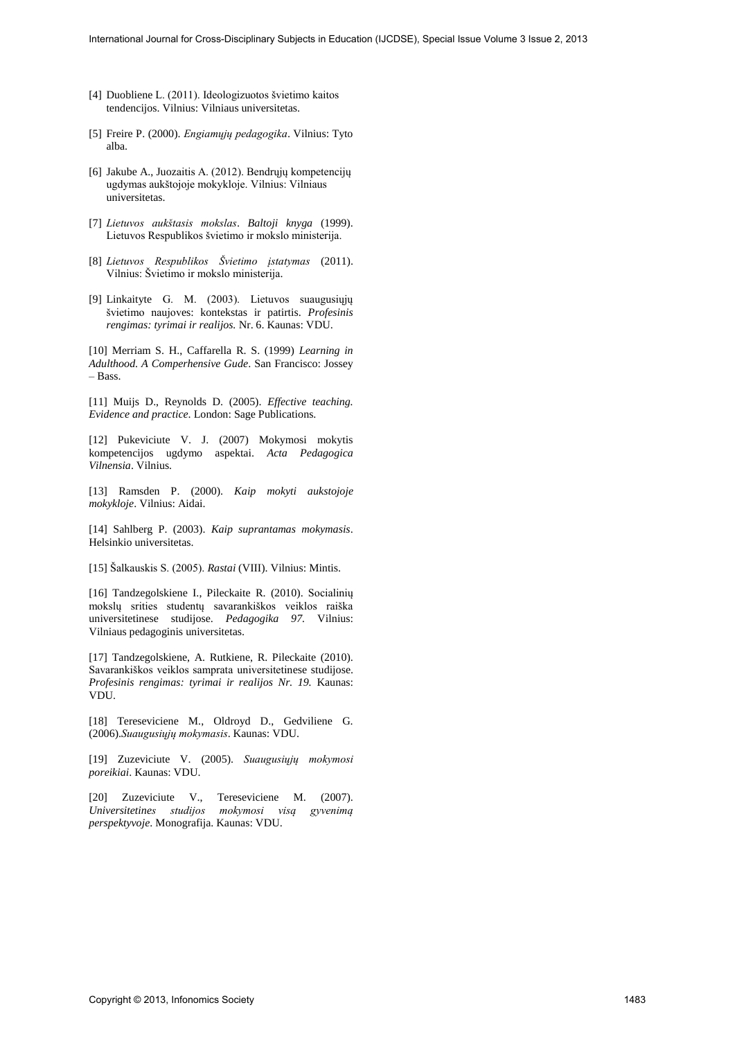[4] Duobliene L. (2011). Ideologizuotos švietimo kaitos tendencijos. Vilnius: Vilniaus universitetas.

[5] Freire P. (2000). *Engiamųjų pedagogika*. Vilnius: Tyto alba.

[6] Jakube A., Juozaitis A. (2012). Bendrųjų kompetencijų ugdymas aukštojoje mokykloje. Vilnius: Vilniaus universitetas.

[7] *Lietuvos aukštasis mokslas*. *Baltoji knyga* (1999). Lietuvos Respublikos švietimo ir mokslo ministerija.

[8] *Lietuvos Respublikos Švietimo įstatymas* (2011). Vilnius: Švietimo ir mokslo ministerija.

[9] Linkaityte G. M. (2003). Lietuvos suaugusiųjų švietimo naujoves: kontekstas ir patirtis. *Profesinis rengimas: tyrimai ir realijos.* Nr. 6. Kaunas: VDU.

[10] Merriam S. H., Caffarella R. S. (1999) *Learning in Adulthood. A Comperhensive Gude*. San Francisco: Jossey – Bass.

[11] Muijs D., Reynolds D. (2005). *Effective teaching. Evidence and practice*. London: Sage Publications.

[12] Pukeviciute V. J. (2007) Mokymosi mokytis kompetencijos ugdymo aspektai. *Acta Pedagogica Vilnensia*. Vilnius.

[13] Ramsden P. (2000). *Kaip mokyti aukstojoje mokykloje*. Vilnius: Aidai.

[14] Sahlberg P. (2003). *Kaip suprantamas mokymasis*. Helsinkio universitetas.

[15] Šalkauskis S. (2005). *Rastai* (VIII). Vilnius: Mintis.

[16] Tandzegolskiene I., Pileckaite R. (2010). Socialinių mokslų srities studentų savarankiškos veiklos raiška universitetinese studijose. *Pedagogika 97.* Vilnius: Vilniaus pedagoginis universitetas.

[17] Tandzegolskiene, A. Rutkiene, R. Pileckaite (2010). Savarankiškos veiklos samprata universitetinese studijose. *Profesinis rengimas: tyrimai ir realijos Nr. 19.* Kaunas: VDU.

[18] Tereseviciene M., Oldroyd D., Gedviliene G. (2006).*Suaugusiųjų mokymasis*. Kaunas: VDU.

[19] Zuzeviciute V. (2005). *Suaugusiųjų mokymosi poreikiai*. Kaunas: VDU.

[20] Zuzeviciute V., Tereseviciene M. (2007). *Universitetines studijos mokymosi visą gyvenimą perspektyvoje*. Monografija. Kaunas: VDU.